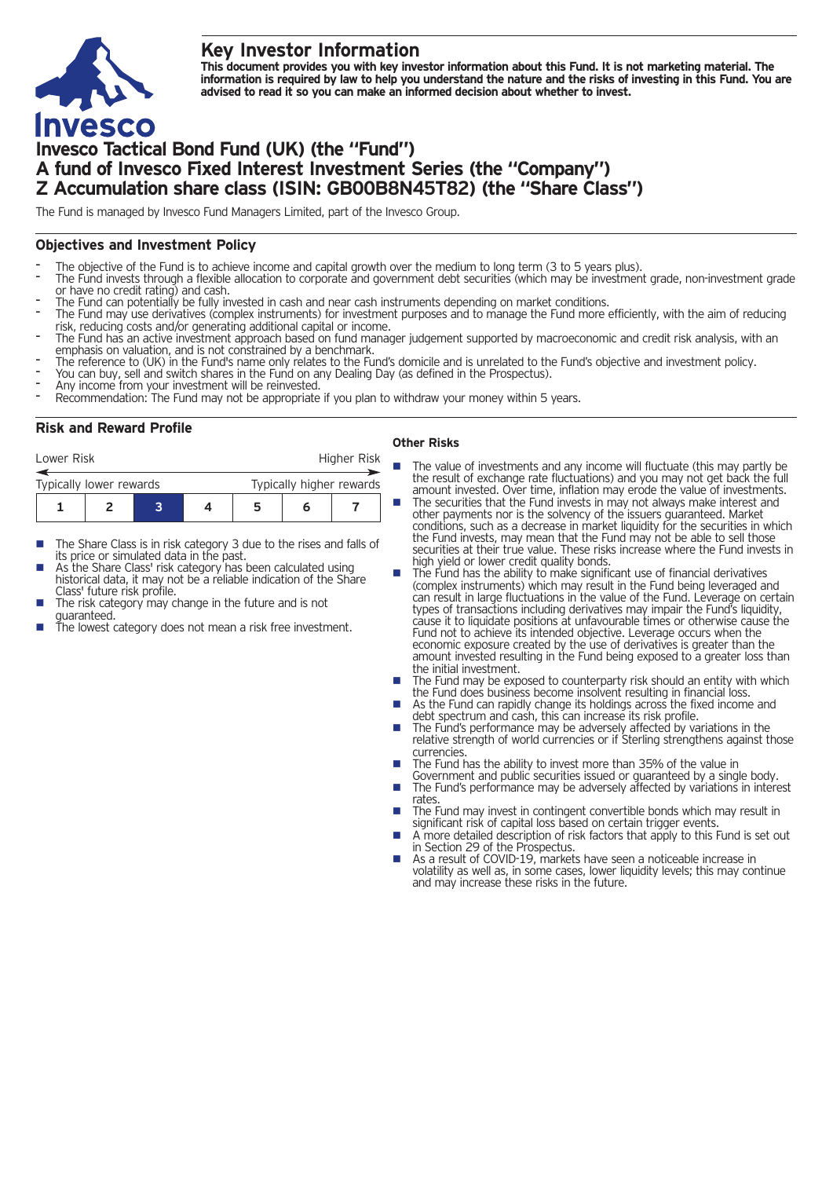# Key Investor Information

**This document provides you with key investor information about this Fund. It is not marketing material. The information is required by law to help you understand the nature and the risks of investing in this Fund. You are advised to read it so you can make an informed decision about whether to invest.**

## Invesco Tactical Bond Fund (UK) (the "Fund")
## A fund of Invesco Fixed Interest Investment Series (the "Company")
## Z Accumulation share class (ISIN: GB00B8N45T82) (the "Share Class")

The Fund is managed by Invesco Fund Managers Limited, part of the Invesco Group.

### Objectives and Investment Policy

- The objective of the Fund is to achieve income and capital growth over the medium to long term (3 to 5 years plus).
- The Fund invests through a flexible allocation to corporate and government debt securities (which may be investment grade, non-investment grade or have no credit rating) and cash.
- The Fund can potentially be fully invested in cash and near cash instruments depending on market conditions.
- The Fund may use derivatives (complex instruments) for investment purposes and to manage the Fund more efficiently, with the aim of reducing risk, reducing costs and/or generating additional capital or income.
- The Fund has an active investment approach based on fund manager judgement supported by macroeconomic and credit risk analysis, with an emphasis on valuation, and is not constrained by a benchmark.
- The reference to (UK) in the Fund's name only relates to the Fund's domicile and is unrelated to the Fund's objective and investment policy.
- You can buy, sell and switch shares in the Fund on any Dealing Day (as defined in the Prospectus).
- Any income from your investment will be reinvested.
- Recommendation: The Fund may not be appropriate if you plan to withdraw your money within 5 years.

### Risk and Reward Profile

Lower Risk ← → Higher Risk

Typically lower rewards — Typically higher rewards

| 1 | 2 | **3** | 4 | 5 | 6 | 7 |
|---|---|---|---|---|---|---|

- The Share Class is in risk category 3 due to the rises and falls of its price or simulated data in the past.
- As the Share Class' risk category has been calculated using historical data, it may not be a reliable indication of the Share Class' future risk profile.
- The risk category may change in the future and is not guaranteed.
- The lowest category does not mean a risk free investment.

#### Other Risks

- The value of investments and any income will fluctuate (this may partly be the result of exchange rate fluctuations) and you may not get back the full amount invested. Over time, inflation may erode the value of investments.
- The securities that the Fund invests in may not always make interest and other payments nor is the solvency of the issuers guaranteed. Market conditions, such as a decrease in market liquidity for the securities in which the Fund invests, may mean that the Fund may not be able to sell those securities at their true value. These risks increase where the Fund invests in high yield or lower credit quality bonds.
- The Fund has the ability to make significant use of financial derivatives (complex instruments) which may result in the Fund being leveraged and can result in large fluctuations in the value of the Fund. Leverage on certain types of transactions including derivatives may impair the Fund's liquidity, cause it to liquidate positions at unfavourable times or otherwise cause the Fund not to achieve its intended objective. Leverage occurs when the economic exposure created by the use of derivatives is greater than the amount invested resulting in the Fund being exposed to a greater loss than the initial investment.
- The Fund may be exposed to counterparty risk should an entity with which the Fund does business become insolvent resulting in financial loss.
- As the Fund can rapidly change its holdings across the fixed income and debt spectrum and cash, this can increase its risk profile.
- The Fund's performance may be adversely affected by variations in the relative strength of world currencies or if Sterling strengthens against those currencies.
- The Fund has the ability to invest more than 35% of the value in Government and public securities issued or guaranteed by a single body.
- The Fund's performance may be adversely affected by variations in interest rates.
- The Fund may invest in contingent convertible bonds which may result in significant risk of capital loss based on certain trigger events.
- A more detailed description of risk factors that apply to this Fund is set out in Section 29 of the Prospectus.
- As a result of COVID-19, markets have seen a noticeable increase in volatility as well as, in some cases, lower liquidity levels; this may continue and may increase these risks in the future.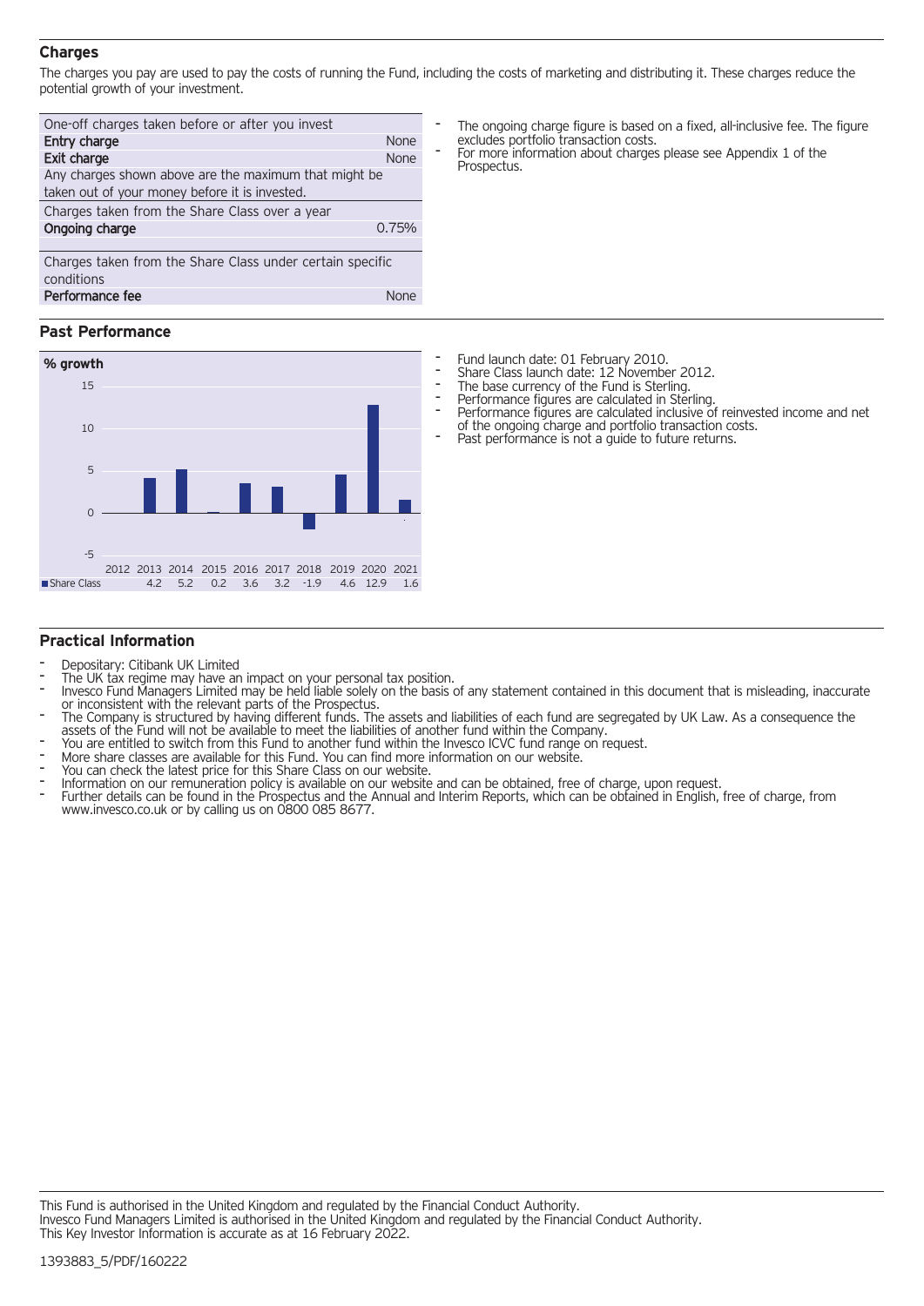## Charges

The charges you pay are used to pay the costs of running the Fund, including the costs of marketing and distributing it. These charges reduce the potential growth of your investment.

| One-off charges taken before or after you invest | |
|---|---|
| **Entry charge** | None |
| **Exit charge** | None |
| Any charges shown above are the maximum that might be taken out of your money before it is invested. | |
| Charges taken from the Share Class over a year | |
| **Ongoing charge** | 0.75% |
| Charges taken from the Share Class under certain specific conditions | |
| **Performance fee** | None |

- The ongoing charge figure is based on a fixed, all-inclusive fee. The figure excludes portfolio transaction costs.
- For more information about charges please see Appendix 1 of the Prospectus.

## Past Performance

% growth

15
10
5
0
-5

2012 2013 2014 2015 2016 2017 2018 2019 2020 2021

Share Class 4.2 5.2 0.2 3.6 3.2 -1.9 4.6 12.9 1.6

- Fund launch date: 01 February 2010.
- Share Class launch date: 12 November 2012.
- The base currency of the Fund is Sterling.
- Performance figures are calculated in Sterling.
- Performance figures are calculated inclusive of reinvested income and net of the ongoing charge and portfolio transaction costs.
- Past performance is not a guide to future returns.

## Practical Information

- Depositary: Citibank UK Limited
- The UK tax regime may have an impact on your personal tax position.
- Invesco Fund Managers Limited may be held liable solely on the basis of any statement contained in this document that is misleading, inaccurate or inconsistent with the relevant parts of the Prospectus.
- The Company is structured by having different funds. The assets and liabilities of each fund are segregated by UK Law. As a consequence the assets of the Fund will not be available to meet the liabilities of another fund within the Company.
- You are entitled to switch from this Fund to another fund within the Invesco ICVC fund range on request.
- More share classes are available for this Fund. You can find more information on our website.
- You can check the latest price for this Share Class on our website.
- Information on our remuneration policy is available on our website and can be obtained, free of charge, upon request.
- Further details can be found in the Prospectus and the Annual and Interim Reports, which can be obtained in English, free of charge, from www.invesco.co.uk or by calling us on 0800 085 8677.

This Fund is authorised in the United Kingdom and regulated by the Financial Conduct Authority.
Invesco Fund Managers Limited is authorised in the United Kingdom and regulated by the Financial Conduct Authority.
This Key Investor Information is accurate as at 16 February 2022.

1393883_5/PDF/160222